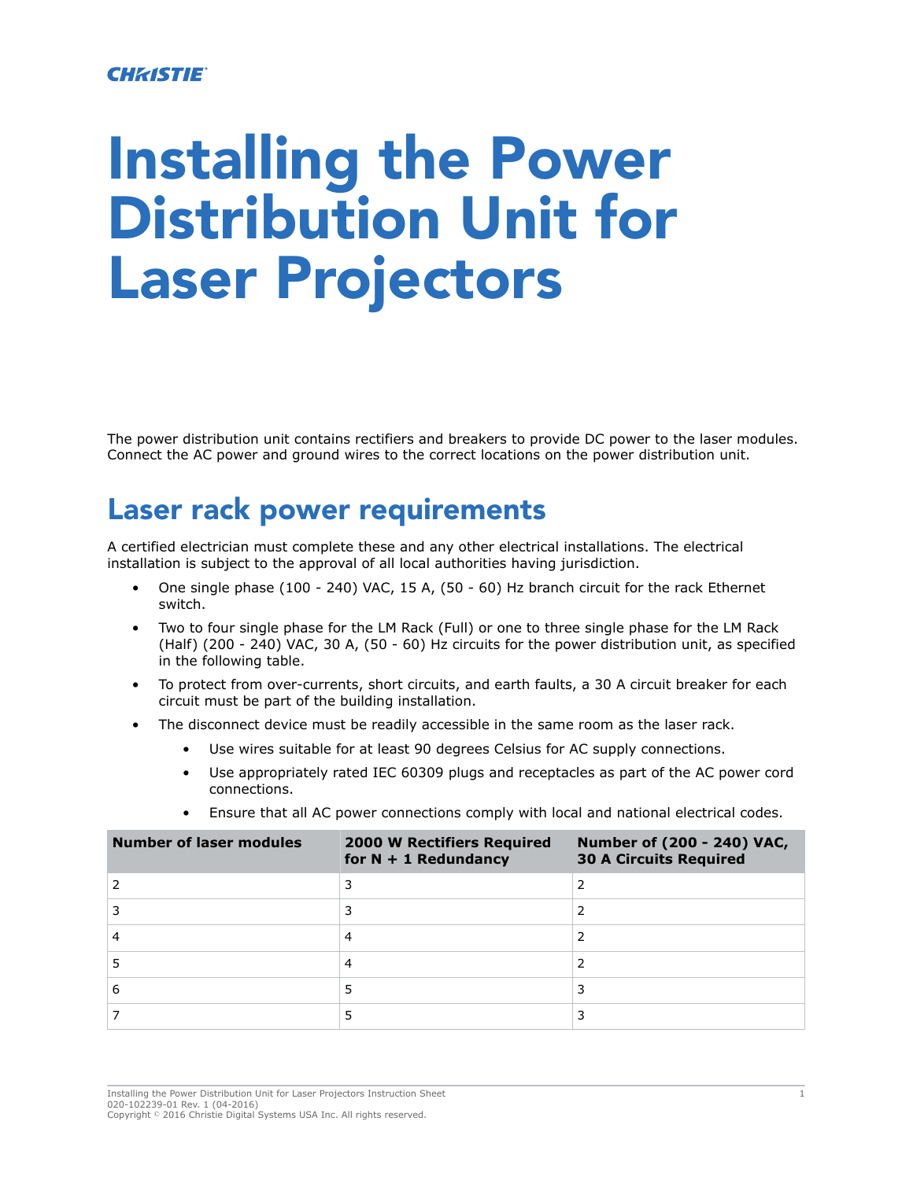# Installing the Power Distribution Unit for Laser Projectors

The power distribution unit contains rectifiers and breakers to provide DC power to the laser modules. Connect the AC power and ground wires to the correct locations on the power distribution unit.

## Laser rack power requirements

A certified electrician must complete these and any other electrical installations. The electrical installation is subject to the approval of all local authorities having jurisdiction.

- One single phase (100 - 240) VAC, 15 A, (50 - 60) Hz branch circuit for the rack Ethernet switch.
- Two to four single phase for the LM Rack (Full) or one to three single phase for the LM Rack (Half) (200 - 240) VAC, 30 A, (50 - 60) Hz circuits for the power distribution unit, as specified in the following table.
- To protect from over-currents, short circuits, and earth faults, a 30 A circuit breaker for each circuit must be part of the building installation.
- The disconnect device must be readily accessible in the same room as the laser rack.
    - Use wires suitable for at least 90 degrees Celsius for AC supply connections.
    - Use appropriately rated IEC 60309 plugs and receptacles as part of the AC power cord connections.
    - Ensure that all AC power connections comply with local and national electrical codes.

| Number of laser modules | 2000 W Rectifiers Required for N + 1 Redundancy | Number of (200 - 240) VAC, 30 A Circuits Required |
|---|---|---|
| 2 | 3 | 2 |
| 3 | 3 | 2 |
| 4 | 4 | 2 |
| 5 | 4 | 2 |
| 6 | 5 | 3 |
| 7 | 5 | 3 |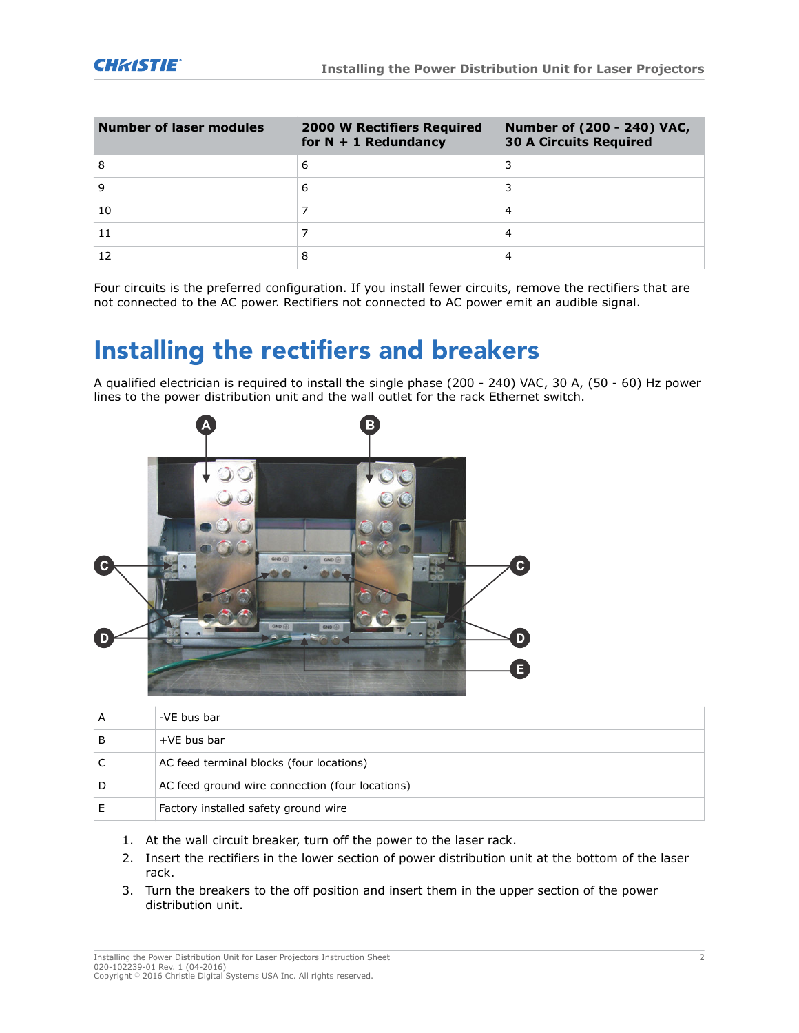| Number of laser modules | 2000 W Rectifiers Required for N + 1 Redundancy | Number of (200 - 240) VAC, 30 A Circuits Required |
| --- | --- | --- |
| 8 | 6 | 3 |
| 9 | 6 | 3 |
| 10 | 7 | 4 |
| 11 | 7 | 4 |
| 12 | 8 | 4 |

Four circuits is the preferred configuration. If you install fewer circuits, remove the rectifiers that are not connected to the AC power. Rectifiers not connected to AC power emit an audible signal.

# Installing the rectifiers and breakers

A qualified electrician is required to install the single phase (200 - 240) VAC, 30 A, (50 - 60) Hz power lines to the power distribution unit and the wall outlet for the rack Ethernet switch.

| | |
| --- | --- |
| A | -VE bus bar |
| B | +VE bus bar |
| C | AC feed terminal blocks (four locations) |
| D | AC feed ground wire connection (four locations) |
| E | Factory installed safety ground wire |

1. At the wall circuit breaker, turn off the power to the laser rack.
2. Insert the rectifiers in the lower section of power distribution unit at the bottom of the laser rack.
3. Turn the breakers to the off position and insert them in the upper section of the power distribution unit.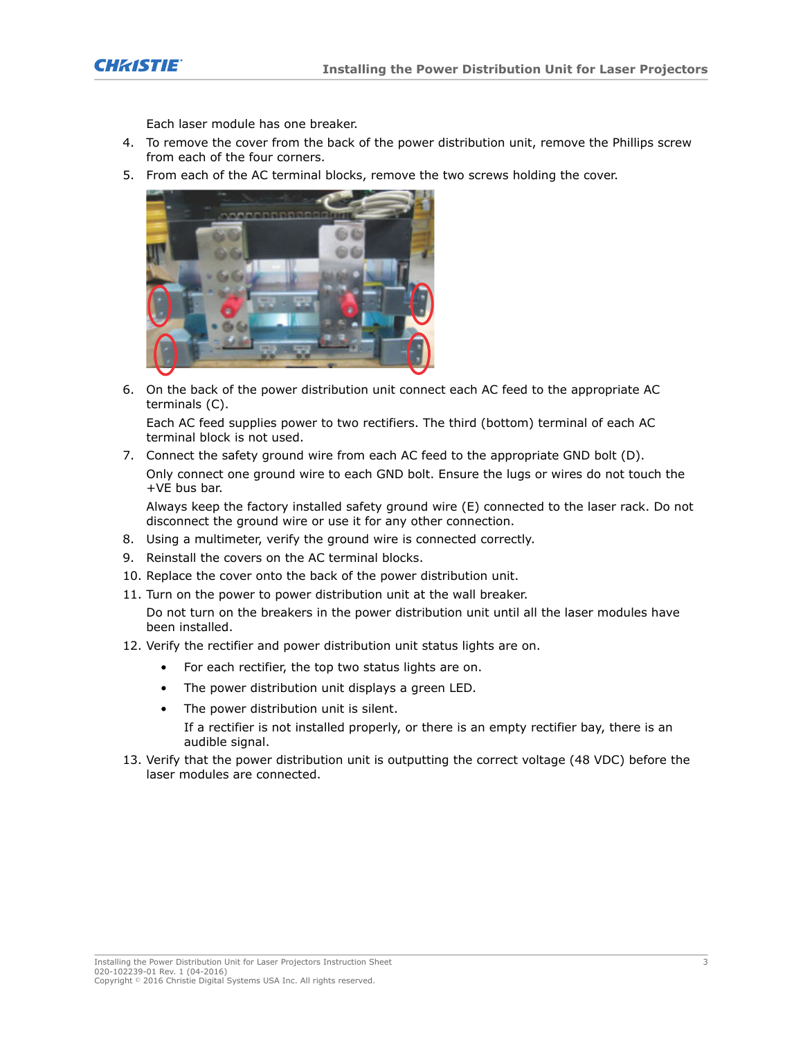Each laser module has one breaker.

4. To remove the cover from the back of the power distribution unit, remove the Phillips screw from each of the four corners.
5. From each of the AC terminal blocks, remove the two screws holding the cover.
6. On the back of the power distribution unit connect each AC feed to the appropriate AC terminals (C).

   Each AC feed supplies power to two rectifiers. The third (bottom) terminal of each AC terminal block is not used.
7. Connect the safety ground wire from each AC feed to the appropriate GND bolt (D).

   Only connect one ground wire to each GND bolt. Ensure the lugs or wires do not touch the +VE bus bar.

   Always keep the factory installed safety ground wire (E) connected to the laser rack. Do not disconnect the ground wire or use it for any other connection.
8. Using a multimeter, verify the ground wire is connected correctly.
9. Reinstall the covers on the AC terminal blocks.
10. Replace the cover onto the back of the power distribution unit.
11. Turn on the power to power distribution unit at the wall breaker.

    Do not turn on the breakers in the power distribution unit until all the laser modules have been installed.
12. Verify the rectifier and power distribution unit status lights are on.
    - For each rectifier, the top two status lights are on.
    - The power distribution unit displays a green LED.
    - The power distribution unit is silent.

      If a rectifier is not installed properly, or there is an empty rectifier bay, there is an audible signal.
13. Verify that the power distribution unit is outputting the correct voltage (48 VDC) before the laser modules are connected.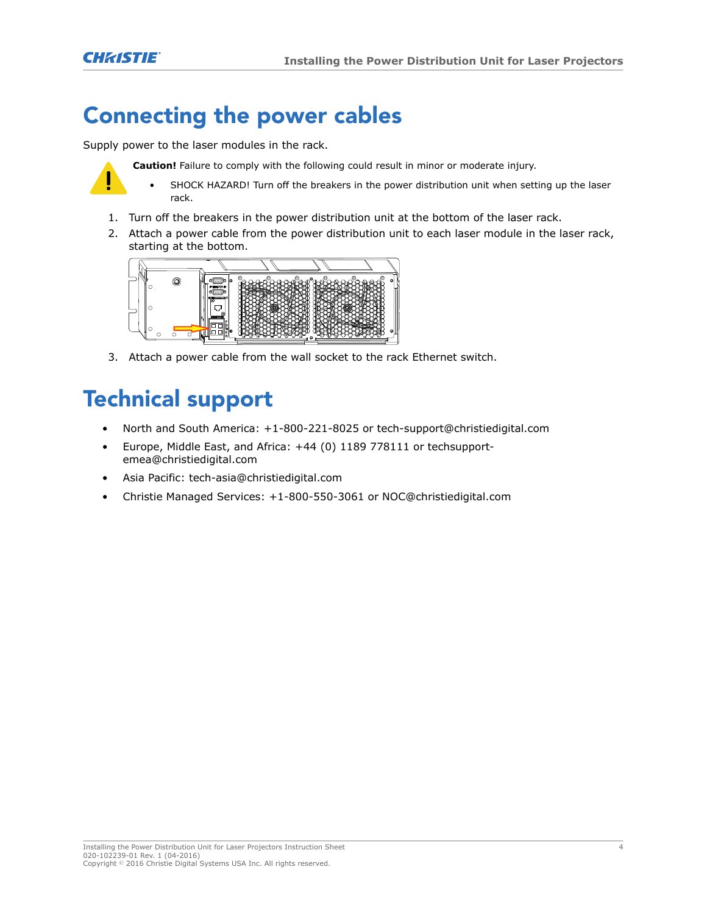# Connecting the power cables

Supply power to the laser modules in the rack.

**Caution!** Failure to comply with the following could result in minor or moderate injury.

- SHOCK HAZARD! Turn off the breakers in the power distribution unit when setting up the laser rack.

1. Turn off the breakers in the power distribution unit at the bottom of the laser rack.
2. Attach a power cable from the power distribution unit to each laser module in the laser rack, starting at the bottom.
3. Attach a power cable from the wall socket to the rack Ethernet switch.

# Technical support

- North and South America: +1-800-221-8025 or tech-support@christiedigital.com
- Europe, Middle East, and Africa: +44 (0) 1189 778111 or techsupport-emea@christiedigital.com
- Asia Pacific: tech-asia@christiedigital.com
- Christie Managed Services: +1-800-550-3061 or NOC@christiedigital.com